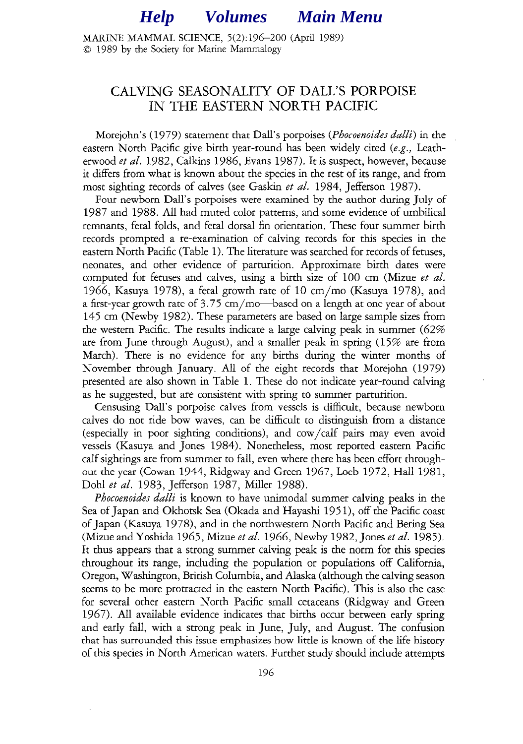# CALVING SEASONALITY OF DALL'S PORPOISE IN THE EASTERN NORTH PACIFIC

Morejohn's (1979) statement that Dall's porpoises (*Phocoenoides dalli*) in the eastern North Pacific give birth year-round has been widely cited (*e.g.*, Leatherwood *et al.* 1982, Calkins 1986, Evans 1987). It is suspect, however, because it differs from what is known about the species in the rest of its range, and from most sighting records of calves (see Gaskin *et al.* 1984, Jefferson 1987).

Four newborn Dall's porpoises were examined by the author during July of 1987 and 1988. All had muted color patterns, and some evidence of umbilical remnants, fetal folds, and fetal dorsal fin orientation. These four summer birth records prompted a re-examination of calving records for this species in the eastern North Pacific (Table 1). The literature was searched for records of fetuses, neonates, and other evidence of parturition. Approximate birth dates were computed for fetuses and calves, using a birth size of 100 cm (Mizue *et al.* 1966, Kasuya 1978), a fetal growth rate of 10 cm/mo (Kasuya 1978), and a first-year growth rate of 3.75 cm/mo—based on a length at one year of about 145 cm (Newby 1982). These parameters are based on large sample sizes from the western Pacific. The results indicate a large calving peak in summer (62% are from June through August), and a smaller peak in spring (15% are from March). There is no evidence for any births during the winter months of November through January. All of the eight records that Morejohn (1979) presented are also shown in Table 1. These do not indicate year-round calving as he suggested, but are consistent with spring to summer parturition.

Censusing Dall's porpoise calves from vessels is difficult, because newborn calves do not ride bow waves, can be difficult to distinguish from a distance (especially in poor sighting conditions), and cow/calf pairs may even avoid vessels (Kasuya and Jones 1984). Nonetheless, most reported eastern Pacific calf sightings are from summer to fall, even where there has been effort throughout the year (Cowan 1944, Ridgway and Green 1967, Loeb 1972, Hall 1981, Dohl *et al.* 1983, Jefferson 1987, Miller 1988).

*Phocoenoides dalli* is known to have unimodal summer calving peaks in the Sea of Japan and Okhotsk Sea (Okada and Hayashi 1951), off the Pacific coast of Japan (Kasuya 1978), and in the northwestern North Pacific and Bering Sea (Mizue and Yoshida 1965, Mizue *et al.* 1966, Newby 1982, Jones *et al.* 1985). It thus appears that a strong summer calving peak is the norm for this species throughout its range, including the population or populations off California, Oregon, Washington, British Columbia, and Alaska (although the calving season seems to be more protracted in the eastern North Pacific). This is also the case for several other eastern North Pacific small cetaceans (Ridgway and Green 1967). All available evidence indicates that births occur between early spring and early fall, with a strong peak in June, July, and August. The confusion that has surrounded this issue emphasizes how little is known of the life history of this species in North American waters. Further study should include attempts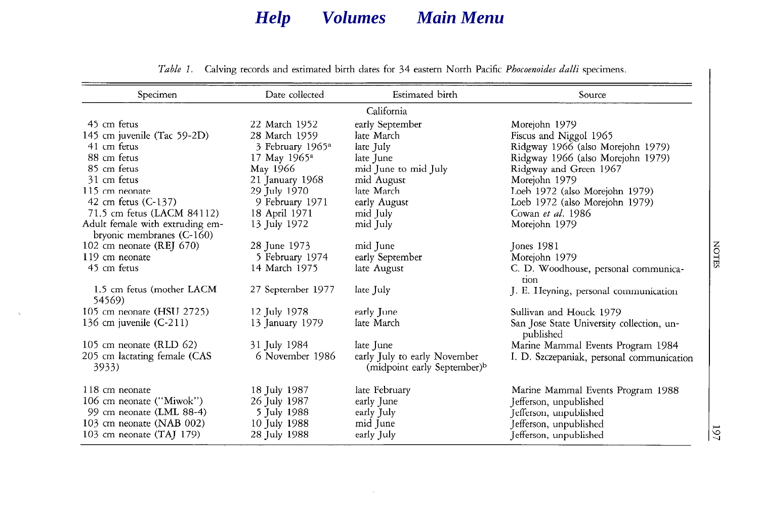*Table 1.* Calving records and estimated birth dates for 34 eastern North Pacific *Phocoenoides dalli* specimens.

| Specimen | Date collected | Estimated birth | Source |
|---|---|---|---|
| | | California | |
| 45 cm fetus | 22 March 1952 | early September | Morejohn 1979 |
| 145 cm juvenile (Tac 59-2D) | 28 March 1959 | late March | Fiscus and Niggol 1965 |
| 41 cm fetus | 3 February 1965[a] | late July | Ridgway 1966 (also Morejohn 1979) |
| 88 cm fetus | 17 May 1965[a] | late June | Ridgway 1966 (also Morejohn 1979) |
| 85 cm fetus | May 1966 | mid June to mid July | Ridgway and Green 1967 |
| 31 cm fetus | 21 January 1968 | mid August | Morejohn 1979 |
| 115 cm neonate | 29 July 1970 | late March | Loeb 1972 (also Morejohn 1979) |
| 42 cm fetus (C-137) | 9 February 1971 | early August | Loeb 1972 (also Morejohn 1979) |
| 71.5 cm fetus (LACM 84112) | 18 April 1971 | mid July | Cowan *et al.* 1986 |
| Adult female with extruding embryonic membranes (C-160) | 13 July 1972 | mid July | Morejohn 1979 |
| 102 cm neonate (REJ 670) | 28 June 1973 | mid June | Jones 1981 |
| 119 cm neonate | 5 February 1974 | early September | Morejohn 1979 |
| 45 cm fetus | 14 March 1975 | late August | C. D. Woodhouse, personal communication |
| 1.5 cm fetus (mother LACM 54569) | 27 September 1977 | late July | J. E. Heyning, personal communication |
| 105 cm neonate (HSU 2725) | 12 July 1978 | early June | Sullivan and Houck 1979 |
| 136 cm juvenile (C-211) | 13 January 1979 | late March | San Jose State University collection, unpublished |
| 105 cm neonate (RLD 62) | 31 July 1984 | late June | Marine Mammal Events Program 1984 |
| 205 cm lactating female (CAS 3933) | 6 November 1986 | early July to early November (midpoint early September)[b] | I. D. Szczepaniak, personal communication |
| 118 cm neonate | 18 July 1987 | late February | Marine Mammal Events Program 1988 |
| 106 cm neonate ("Miwok") | 26 July 1987 | early June | Jefferson, unpublished |
| 99 cm neonate (LML 88-4) | 5 July 1988 | early July | Jefferson, unpublished |
| 103 cm neonate (NAB 002) | 10 July 1988 | mid June | Jefferson, unpublished |
| 103 cm neonate (TAJ 179) | 28 July 1988 | early July | Jefferson, unpublished |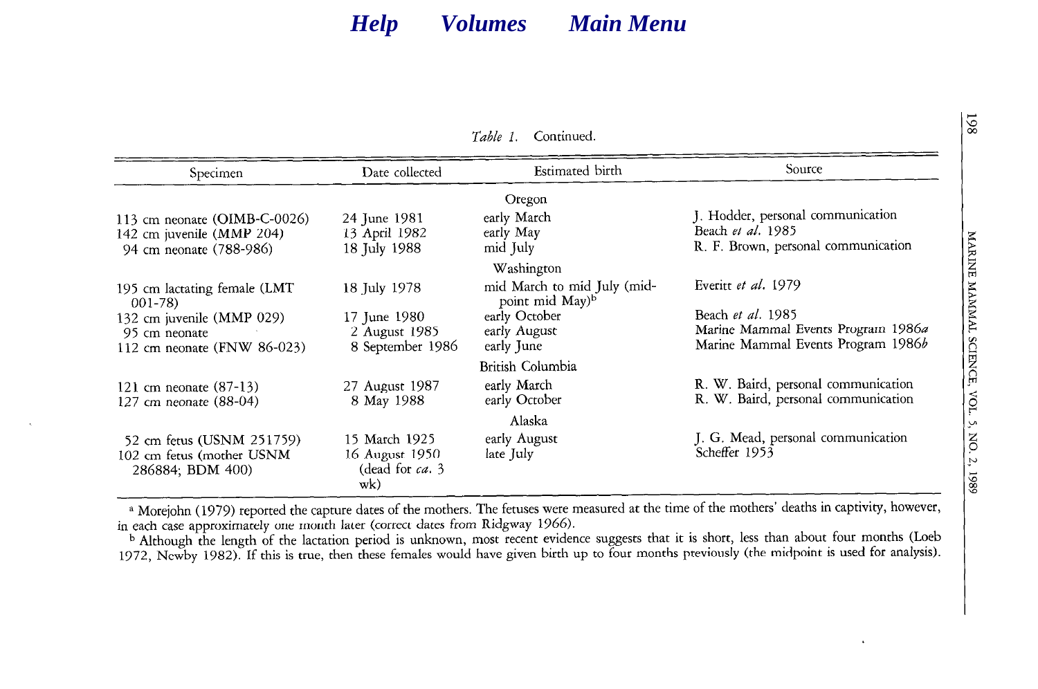*Table 1.* Continued.

| Specimen | Date collected | Estimated birth | Source |
|---|---|---|---|
| | | Oregon | |
| 113 cm neonate (OIMB-C-0026) | 24 June 1981 | early March | J. Hodder, personal communication |
| 142 cm juvenile (MMP 204) | 13 April 1982 | early May | Beach *et al.* 1985 |
| 94 cm neonate (788-986) | 18 July 1988 | mid July | R. F. Brown, personal communication |
| | | Washington | |
| 195 cm lactating female (LMT 001-78) | 18 July 1978 | mid March to mid July (midpoint mid May)[b] | Everitt *et al.* 1979 |
| 132 cm juvenile (MMP 029) | 17 June 1980 | early October | Beach *et al.* 1985 |
| 95 cm neonate | 2 August 1985 | early August | Marine Mammal Events Program 1986*a* |
| 112 cm neonate (FNW 86-023) | 8 September 1986 | early June | Marine Mammal Events Program 1986*b* |
| | | British Columbia | |
| 121 cm neonate (87-13) | 27 August 1987 | early March | R. W. Baird, personal communication |
| 127 cm neonate (88-04) | 8 May 1988 | early October | R. W. Baird, personal communication |
| | | Alaska | |
| 52 cm fetus (USNM 251759) | 15 March 1925 | early August | J. G. Mead, personal communication |
| 102 cm fetus (mother USNM 286884; BDM 400) | 16 August 1950 (dead for *ca.* 3 wk) | late July | Scheffer 1953 |

[a] Morejohn (1979) reported the capture dates of the mothers. The fetuses were measured at the time of the mothers' deaths in captivity, however, in each case approximately one month later (correct dates from Ridgway 1966).

[b] Although the length of the lactation period is unknown, most recent evidence suggests that it is short, less than about four months (Loeb 1972, Newby 1982). If this is true, then these females would have given birth up to four months previously (the midpoint is used for analysis).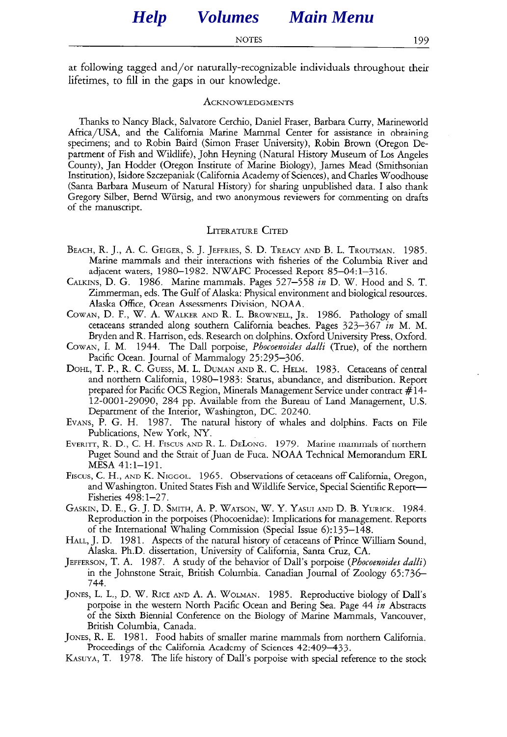at following tagged and/or naturally-recognizable individuals throughout their lifetimes, to fill in the gaps in our knowledge.

## Acknowledgments

Thanks to Nancy Black, Salvatore Cerchio, Daniel Fraser, Barbara Curry, Marineworld Africa/USA, and the California Marine Mammal Center for assistance in obtaining specimens; and to Robin Baird (Simon Fraser University), Robin Brown (Oregon Department of Fish and Wildlife), John Heyning (Natural History Museum of Los Angeles County), Jan Hodder (Oregon Institute of Marine Biology), James Mead (Smithsonian Institution), Isidore Szczepaniak (California Academy of Sciences), and Charles Woodhouse (Santa Barbara Museum of Natural History) for sharing unpublished data. I also thank Gregory Silber, Bernd Würsig, and two anonymous reviewers for commenting on drafts of the manuscript.

## Literature Cited

Beach, R. J., A. C. Geiger, S. J. Jeffries, S. D. Treacy and B. L. Troutman. 1985. Marine mammals and their interactions with fisheries of the Columbia River and adjacent waters, 1980–1982. NWAFC Processed Report 85–04:1–316.

Calkins, D. G. 1986. Marine mammals. Pages 527–558 *in* D. W. Hood and S. T. Zimmerman, eds. The Gulf of Alaska: Physical environment and biological resources. Alaska Office, Ocean Assessments Division, NOAA.

Cowan, D. F., W. A. Walker and R. L. Brownell, Jr. 1986. Pathology of small cetaceans stranded along southern California beaches. Pages 323–367 *in* M. M. Bryden and R. Harrison, eds. Research on dolphins. Oxford University Press, Oxford.

Cowan, I. M. 1944. The Dall porpoise, *Phocoenoides dalli* (True), of the northern Pacific Ocean. Journal of Mammalogy 25:295–306.

Dohl, T. P., R. C. Guess, M. L. Duman and R. C. Helm. 1983. Cetaceans of central and northern California, 1980–1983: Status, abundance, and distribution. Report prepared for Pacific OCS Region, Minerals Management Service under contract #14-12-0001-29090, 284 pp. Available from the Bureau of Land Management, U.S. Department of the Interior, Washington, DC. 20240.

Evans, P. G. H. 1987. The natural history of whales and dolphins. Facts on File Publications, New York, NY.

Everitt, R. D., C. H. Fiscus and R. L. DeLong. 1979. Marine mammals of northern Puget Sound and the Strait of Juan de Fuca. NOAA Technical Memorandum ERL MESA 41:1–191.

Fiscus, C. H., and K. Niggol. 1965. Observations of cetaceans off California, Oregon, and Washington. United States Fish and Wildlife Service, Special Scientific Report—Fisheries 498:1–27.

Gaskin, D. E., G. J. D. Smith, A. P. Watson, W. Y. Yasui and D. B. Yurick. 1984. Reproduction in the porpoises (Phocoenidae): Implications for management. Reports of the International Whaling Commission (Special Issue 6):135–148.

Hall, J. D. 1981. Aspects of the natural history of cetaceans of Prince William Sound, Alaska. Ph.D. dissertation, University of California, Santa Cruz, CA.

Jefferson, T. A. 1987. A study of the behavior of Dall's porpoise (*Phocoenoides dalli*) in the Johnstone Strait, British Columbia. Canadian Journal of Zoology 65:736–744.

Jones, L. L., D. W. Rice and A. A. Wolman. 1985. Reproductive biology of Dall's porpoise in the western North Pacific Ocean and Bering Sea. Page 44 *in* Abstracts of the Sixth Biennial Conference on the Biology of Marine Mammals, Vancouver, British Columbia, Canada.

Jones, R. E. 1981. Food habits of smaller marine mammals from northern California. Proceedings of the California Academy of Sciences 42:409–433.

Kasuya, T. 1978. The life history of Dall's porpoise with special reference to the stock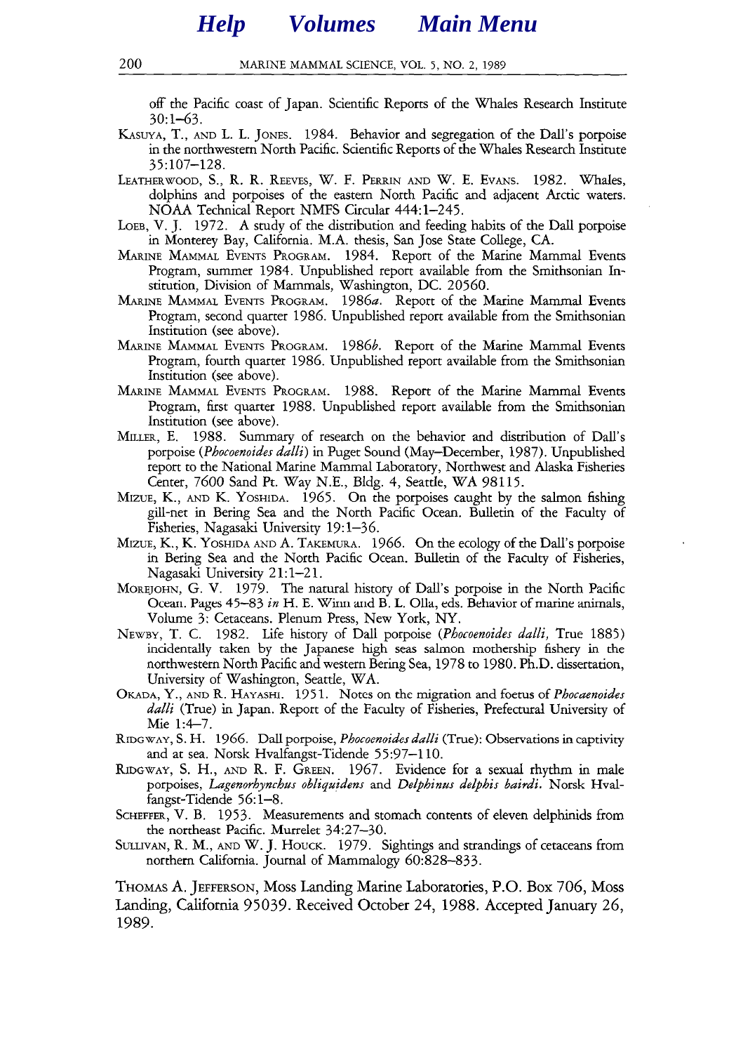off the Pacific coast of Japan. Scientific Reports of the Whales Research Institute 30:1–63.

Kasuya, T., and L. L. Jones. 1984. Behavior and segregation of the Dall's porpoise in the northwestern North Pacific. Scientific Reports of the Whales Research Institute 35:107–128.

Leatherwood, S., R. R. Reeves, W. F. Perrin and W. E. Evans. 1982. Whales, dolphins and porpoises of the eastern North Pacific and adjacent Arctic waters. NOAA Technical Report NMFS Circular 444:1–245.

Loeb, V. J. 1972. A study of the distribution and feeding habits of the Dall porpoise in Monterey Bay, California. M.A. thesis, San Jose State College, CA.

Marine Mammal Events Program. 1984. Report of the Marine Mammal Events Program, summer 1984. Unpublished report available from the Smithsonian Institution, Division of Mammals, Washington, DC. 20560.

Marine Mammal Events Program. 1986*a*. Report of the Marine Mammal Events Program, second quarter 1986. Unpublished report available from the Smithsonian Institution (see above).

Marine Mammal Events Program. 1986*b*. Report of the Marine Mammal Events Program, fourth quarter 1986. Unpublished report available from the Smithsonian Institution (see above).

Marine Mammal Events Program. 1988. Report of the Marine Mammal Events Program, first quarter 1988. Unpublished report available from the Smithsonian Institution (see above).

Miller, E. 1988. Summary of research on the behavior and distribution of Dall's porpoise (*Phocoenoides dalli*) in Puget Sound (May–December, 1987). Unpublished report to the National Marine Mammal Laboratory, Northwest and Alaska Fisheries Center, 7600 Sand Pt. Way N.E., Bldg. 4, Seattle, WA 98115.

Mizue, K., and K. Yoshida. 1965. On the porpoises caught by the salmon fishing gill-net in Bering Sea and the North Pacific Ocean. Bulletin of the Faculty of Fisheries, Nagasaki University 19:1–36.

Mizue, K., K. Yoshida and A. Takemura. 1966. On the ecology of the Dall's porpoise in Bering Sea and the North Pacific Ocean. Bulletin of the Faculty of Fisheries, Nagasaki University 21:1–21.

Morejohn, G. V. 1979. The natural history of Dall's porpoise in the North Pacific Ocean. Pages 45–83 *in* H. E. Winn and B. L. Olla, eds. Behavior of marine animals, Volume 3: Cetaceans. Plenum Press, New York, NY.

Newby, T. C. 1982. Life history of Dall porpoise (*Phocoenoides dalli,* True 1885) incidentally taken by the Japanese high seas salmon mothership fishery in the northwestern North Pacific and western Bering Sea, 1978 to 1980. Ph.D. dissertation, University of Washington, Seattle, WA.

Okada, Y., and R. Hayashi. 1951. Notes on the migration and foetus of *Phocaenoides dalli* (True) in Japan. Report of the Faculty of Fisheries, Prefectural University of Mie 1:4–7.

Ridgway, S. H. 1966. Dall porpoise, *Phocoenoides dalli* (True): Observations in captivity and at sea. Norsk Hvalfangst-Tidende 55:97–110.

Ridgway, S. H., and R. F. Green. 1967. Evidence for a sexual rhythm in male porpoises, *Lagenorhynchus obliquidens* and *Delphinus delphis bairdi*. Norsk Hvalfangst-Tidende 56:1–8.

Scheffer, V. B. 1953. Measurements and stomach contents of eleven delphinids from the northeast Pacific. Murrelet 34:27–30.

Sullivan, R. M., and W. J. Houck. 1979. Sightings and strandings of cetaceans from northern California. Journal of Mammalogy 60:828–833.

Thomas A. Jefferson, Moss Landing Marine Laboratories, P.O. Box 706, Moss Landing, California 95039. Received October 24, 1988. Accepted January 26, 1989.